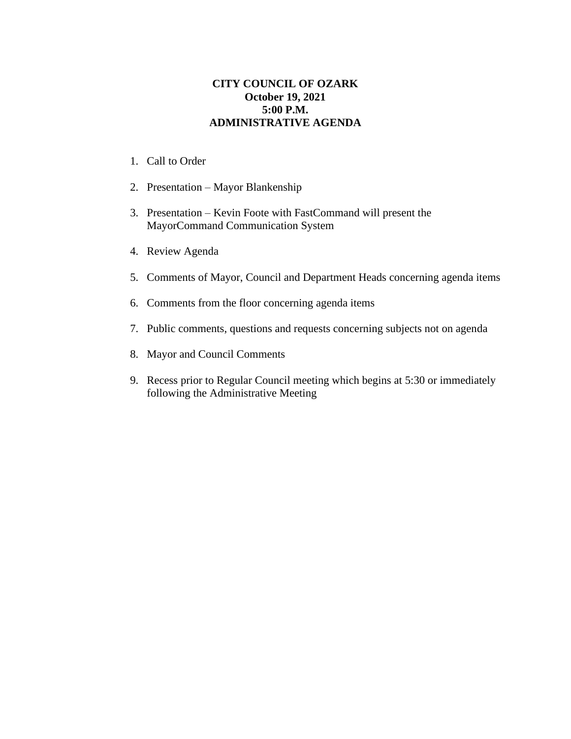# CITY COUNCIL OF OZARK
## October 19, 2021
## 5:00 P.M.
## ADMINISTRATIVE AGENDA

1. Call to Order
2. Presentation – Mayor Blankenship
3. Presentation – Kevin Foote with FastCommand will present the MayorCommand Communication System
4. Review Agenda
5. Comments of Mayor, Council and Department Heads concerning agenda items
6. Comments from the floor concerning agenda items
7. Public comments, questions and requests concerning subjects not on agenda
8. Mayor and Council Comments
9. Recess prior to Regular Council meeting which begins at 5:30 or immediately following the Administrative Meeting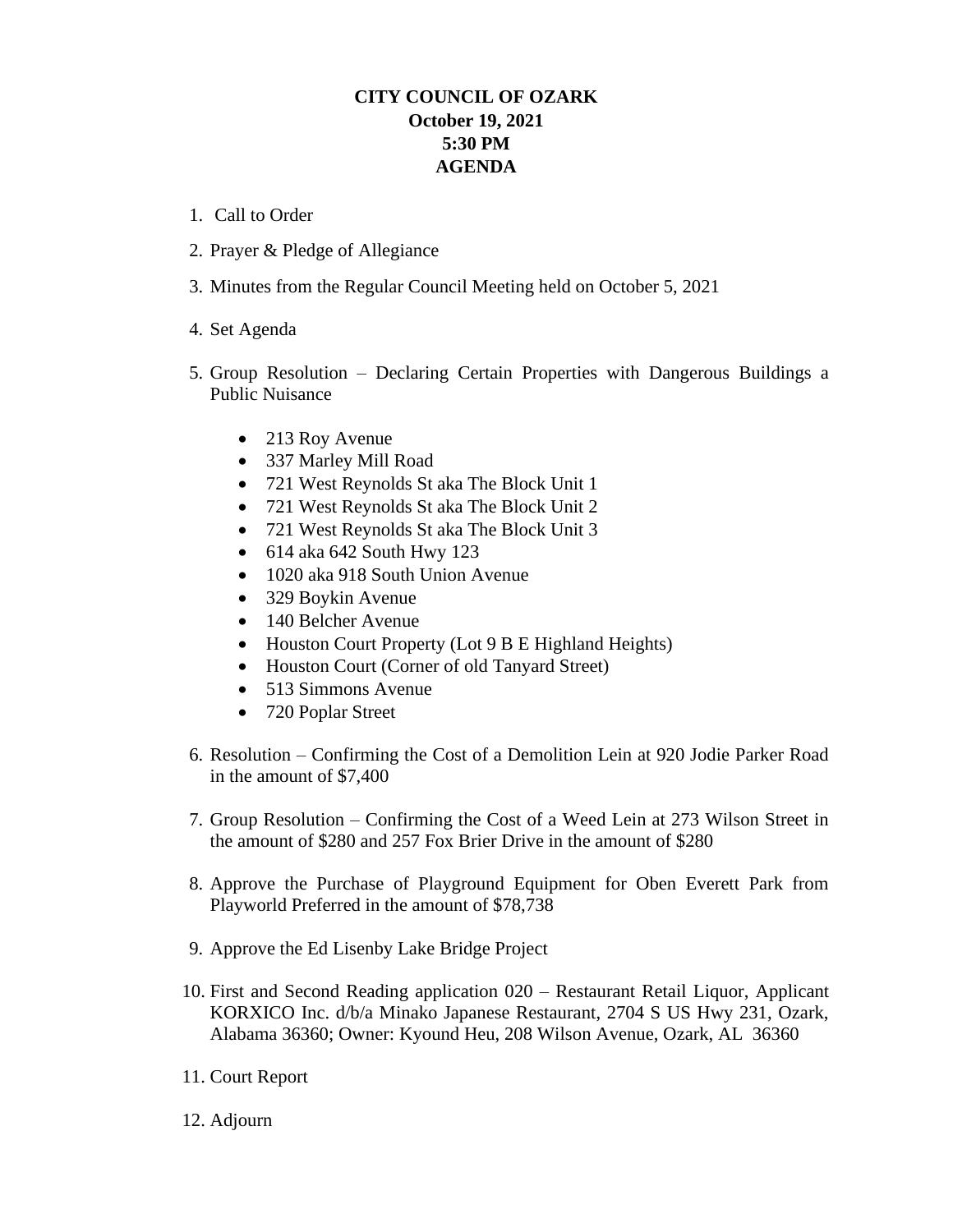# CITY COUNCIL OF OZARK
## October 19, 2021
## 5:30 PM
## AGENDA

1. Call to Order
2. Prayer & Pledge of Allegiance
3. Minutes from the Regular Council Meeting held on October 5, 2021
4. Set Agenda
5. Group Resolution – Declaring Certain Properties with Dangerous Buildings a Public Nuisance
   - 213 Roy Avenue
   - 337 Marley Mill Road
   - 721 West Reynolds St aka The Block Unit 1
   - 721 West Reynolds St aka The Block Unit 2
   - 721 West Reynolds St aka The Block Unit 3
   - 614 aka 642 South Hwy 123
   - 1020 aka 918 South Union Avenue
   - 329 Boykin Avenue
   - 140 Belcher Avenue
   - Houston Court Property (Lot 9 B E Highland Heights)
   - Houston Court (Corner of old Tanyard Street)
   - 513 Simmons Avenue
   - 720 Poplar Street
6. Resolution – Confirming the Cost of a Demolition Lein at 920 Jodie Parker Road in the amount of $7,400
7. Group Resolution – Confirming the Cost of a Weed Lein at 273 Wilson Street in the amount of $280 and 257 Fox Brier Drive in the amount of $280
8. Approve the Purchase of Playground Equipment for Oben Everett Park from Playworld Preferred in the amount of $78,738
9. Approve the Ed Lisenby Lake Bridge Project
10. First and Second Reading application 020 – Restaurant Retail Liquor, Applicant KORXICO Inc. d/b/a Minako Japanese Restaurant, 2704 S US Hwy 231, Ozark, Alabama 36360; Owner: Kyound Heu, 208 Wilson Avenue, Ozark, AL 36360
11. Court Report
12. Adjourn